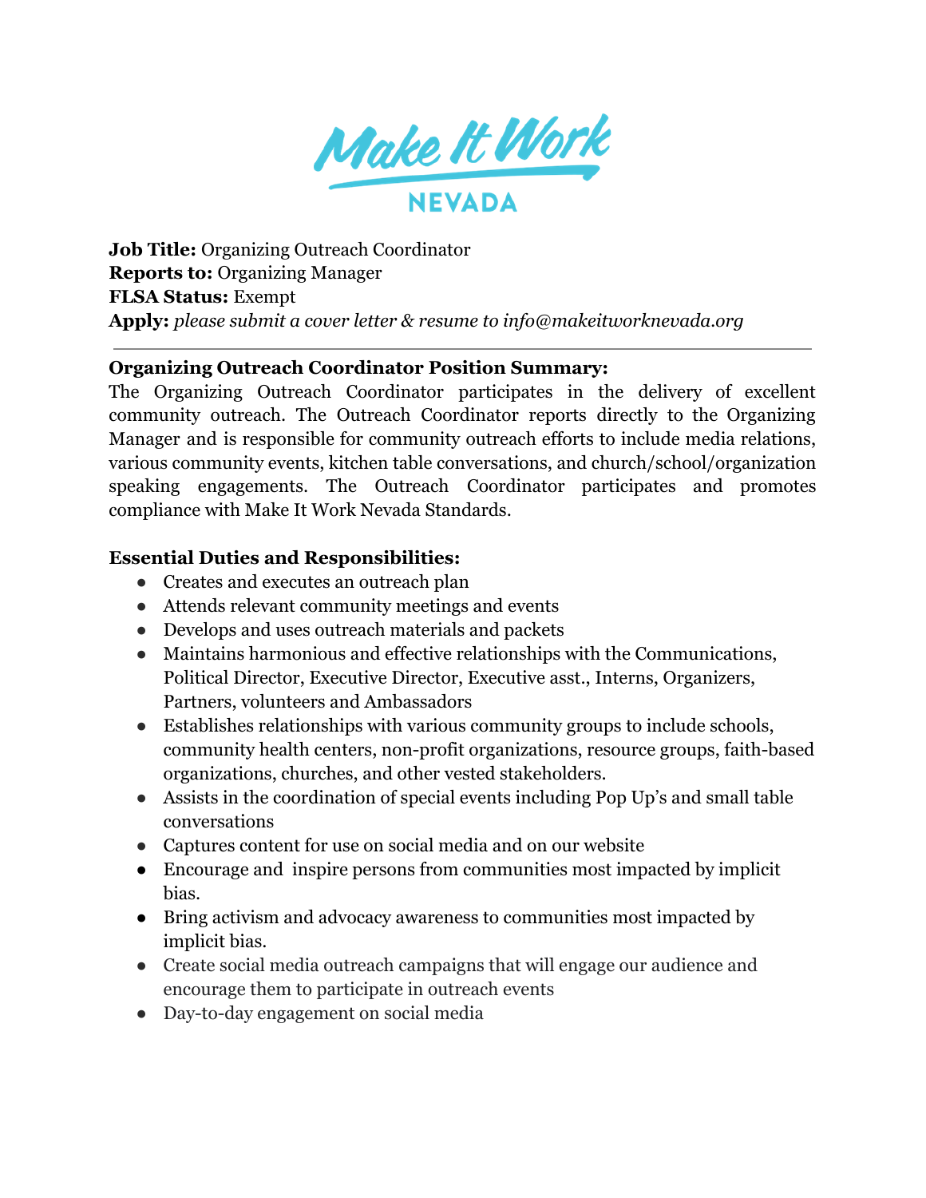Make It Work
NEVADA

**Job Title:** Organizing Outreach Coordinator
**Reports to:** Organizing Manager
**FLSA Status:** Exempt
**Apply:** *please submit a cover letter & resume to info@makeitworknevada.org*

---

**Organizing Outreach Coordinator Position Summary:**

The Organizing Outreach Coordinator participates in the delivery of excellent community outreach. The Outreach Coordinator reports directly to the Organizing Manager and is responsible for community outreach efforts to include media relations, various community events, kitchen table conversations, and church/school/organization speaking engagements. The Outreach Coordinator participates and promotes compliance with Make It Work Nevada Standards.

**Essential Duties and Responsibilities:**

- Creates and executes an outreach plan
- Attends relevant community meetings and events
- Develops and uses outreach materials and packets
- Maintains harmonious and effective relationships with the Communications, Political Director, Executive Director, Executive asst., Interns, Organizers, Partners, volunteers and Ambassadors
- Establishes relationships with various community groups to include schools, community health centers, non-profit organizations, resource groups, faith-based organizations, churches, and other vested stakeholders.
- Assists in the coordination of special events including Pop Up's and small table conversations
- Captures content for use on social media and on our website
- Encourage and inspire persons from communities most impacted by implicit bias.
- Bring activism and advocacy awareness to communities most impacted by implicit bias.
- Create social media outreach campaigns that will engage our audience and encourage them to participate in outreach events
- Day-to-day engagement on social media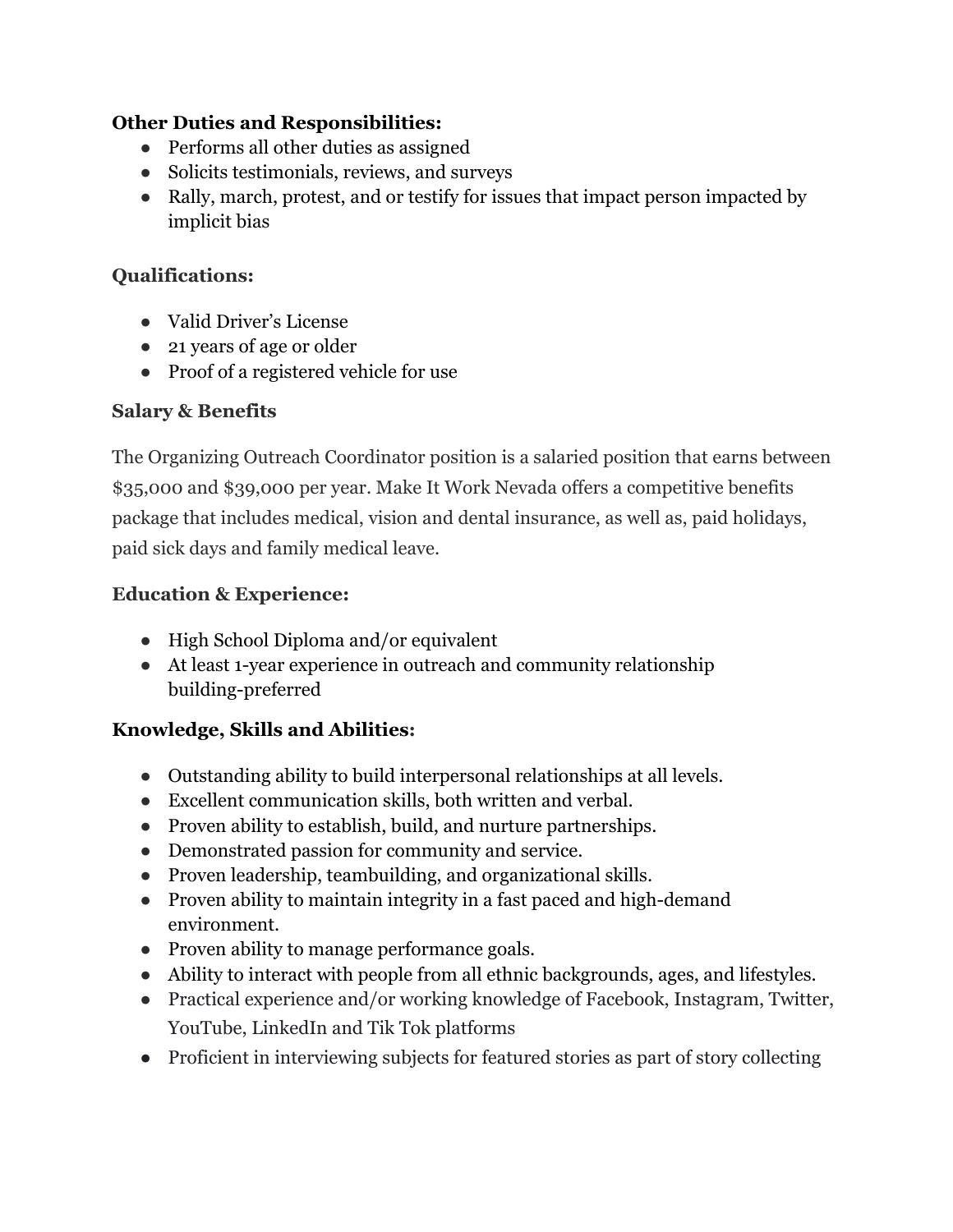**Other Duties and Responsibilities:**

- Performs all other duties as assigned
- Solicits testimonials, reviews, and surveys
- Rally, march, protest, and or testify for issues that impact person impacted by implicit bias

**Qualifications:**

- Valid Driver's License
- 21 years of age or older
- Proof of a registered vehicle for use

**Salary & Benefits**

The Organizing Outreach Coordinator position is a salaried position that earns between $35,000 and $39,000 per year. Make It Work Nevada offers a competitive benefits package that includes medical, vision and dental insurance, as well as, paid holidays, paid sick days and family medical leave.

**Education & Experience:**

- High School Diploma and/or equivalent
- At least 1-year experience in outreach and community relationship building-preferred

**Knowledge, Skills and Abilities:**

- Outstanding ability to build interpersonal relationships at all levels.
- Excellent communication skills, both written and verbal.
- Proven ability to establish, build, and nurture partnerships.
- Demonstrated passion for community and service.
- Proven leadership, teambuilding, and organizational skills.
- Proven ability to maintain integrity in a fast paced and high-demand environment.
- Proven ability to manage performance goals.
- Ability to interact with people from all ethnic backgrounds, ages, and lifestyles.
- Practical experience and/or working knowledge of Facebook, Instagram, Twitter, YouTube, LinkedIn and Tik Tok platforms
- Proficient in interviewing subjects for featured stories as part of story collecting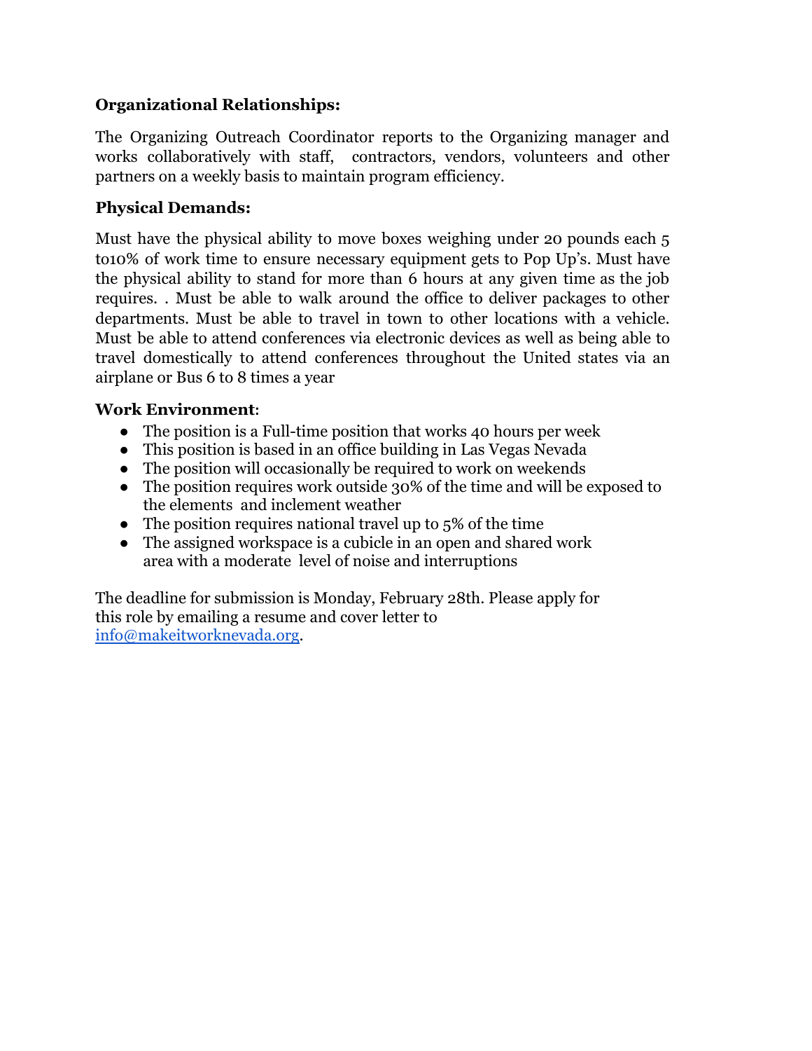**Organizational Relationships:**

The Organizing Outreach Coordinator reports to the Organizing manager and works collaboratively with staff, contractors, vendors, volunteers and other partners on a weekly basis to maintain program efficiency.

**Physical Demands:**

Must have the physical ability to move boxes weighing under 20 pounds each 5 to10% of work time to ensure necessary equipment gets to Pop Up's. Must have the physical ability to stand for more than 6 hours at any given time as the job requires. . Must be able to walk around the office to deliver packages to other departments. Must be able to travel in town to other locations with a vehicle. Must be able to attend conferences via electronic devices as well as being able to travel domestically to attend conferences throughout the United states via an airplane or Bus 6 to 8 times a year

**Work Environment**:

- The position is a Full-time position that works 40 hours per week
- This position is based in an office building in Las Vegas Nevada
- The position will occasionally be required to work on weekends
- The position requires work outside 30% of the time and will be exposed to the elements and inclement weather
- The position requires national travel up to 5% of the time
- The assigned workspace is a cubicle in an open and shared work area with a moderate level of noise and interruptions

The deadline for submission is Monday, February 28th. Please apply for this role by emailing a resume and cover letter to info@makeitworknevada.org.